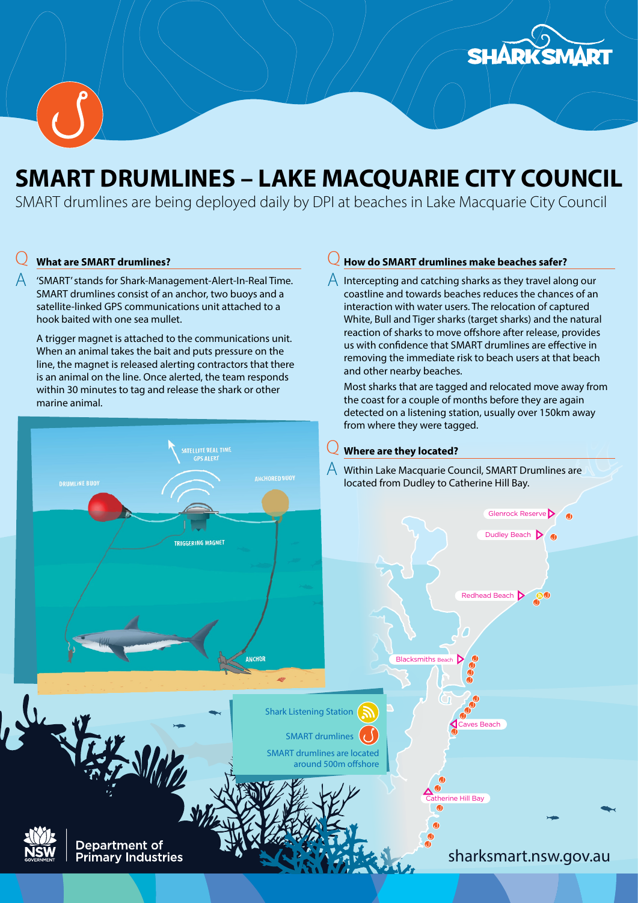# SMART DRUMLINES – LAKE MACQUARIE CITY COUNCIL

SMART drumlines are being deployed daily by DPI at beaches in Lake Macquarie City Council

## Q What are SMART drumlines?

A 'SMART' stands for Shark-Management-Alert-In-Real Time. SMART drumlines consist of an anchor, two buoys and a satellite-linked GPS communications unit attached to a hook baited with one sea mullet.

A trigger magnet is attached to the communications unit. When an animal takes the bait and puts pressure on the line, the magnet is released alerting contractors that there is an animal on the line. Once alerted, the team responds within 30 minutes to tag and release the shark or other marine animal.

SATELLITE REAL TIME GPS ALERT

DRUMLINE BUOY

ANCHORED BUOY

TRIGGERING MAGNET

ANCHOR

## Q How do SMART drumlines make beaches safer?

A Intercepting and catching sharks as they travel along our coastline and towards beaches reduces the chances of an interaction with water users. The relocation of captured White, Bull and Tiger sharks (target sharks) and the natural reaction of sharks to move offshore after release, provides us with confidence that SMART drumlines are effective in removing the immediate risk to beach users at that beach and other nearby beaches.

Most sharks that are tagged and relocated move away from the coast for a couple of months before they are again detected on a listening station, usually over 150km away from where they were tagged.

## Q Where are they located?

A Within Lake Macquarie Council, SMART Drumlines are located from Dudley to Catherine Hill Bay.

Glenrock Reserve

Dudley Beach

Redhead Beach

Blacksmiths Beach

Caves Beach

Catherine Hill Bay

Shark Listening Station

SMART drumlines

SMART drumlines are located around 500m offshore

Department of Primary Industries

sharksmart.nsw.gov.au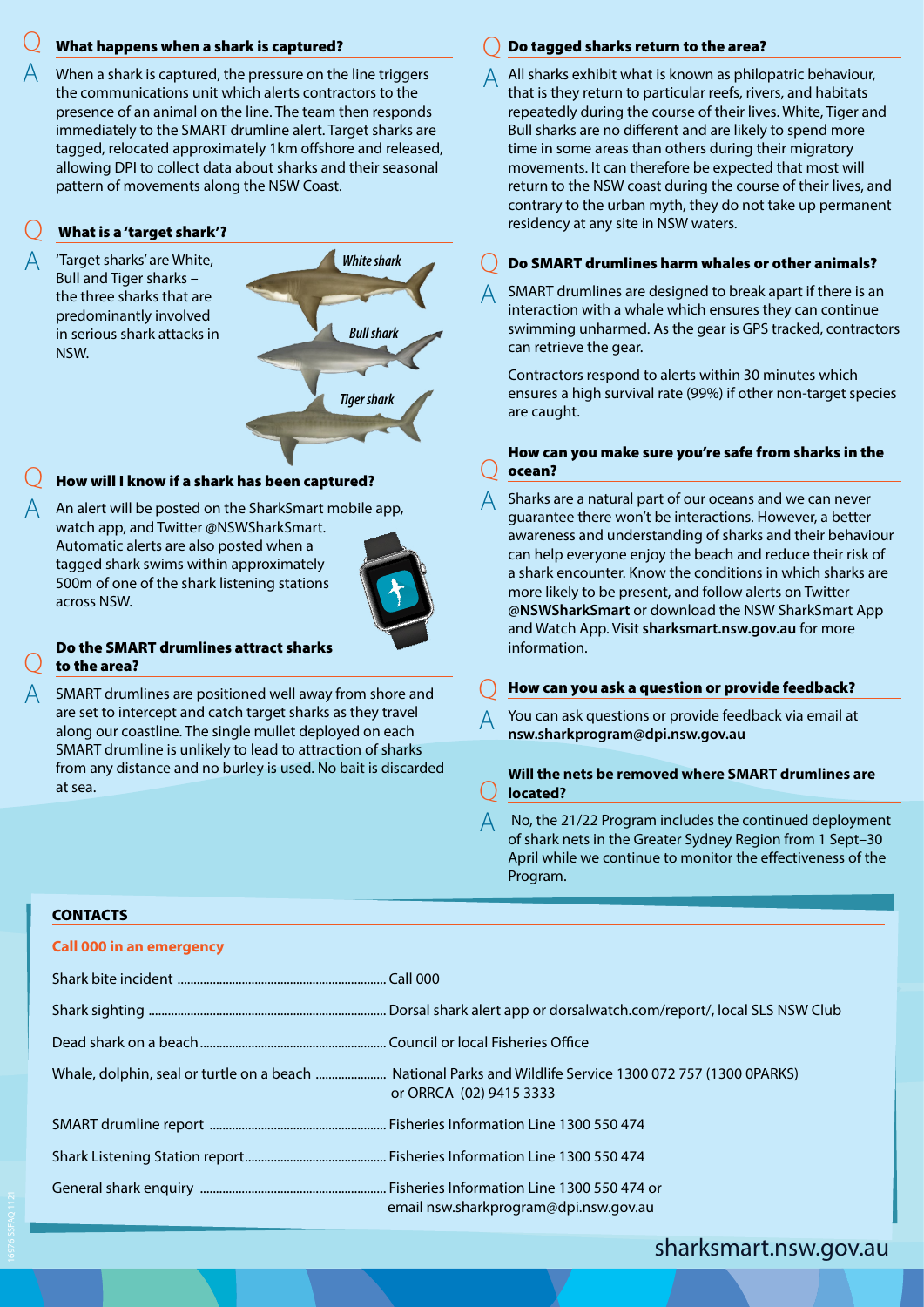### What happens when a shark is captured?

When a shark is captured, the pressure on the line triggers the communications unit which alerts contractors to the presence of an animal on the line. The team then responds immediately to the SMART drumline alert. Target sharks are tagged, relocated approximately 1km offshore and released, allowing DPI to collect data about sharks and their seasonal pattern of movements along the NSW Coast.

### What is a 'target shark'?

'Target sharks' are White, Bull and Tiger sharks – the three sharks that are predominantly involved in serious shark attacks in NSW.

*White shark*

*Bull shark*

*Tiger shark*

### How will I know if a shark has been captured?

An alert will be posted on the SharkSmart mobile app, watch app, and Twitter @NSWSharkSmart. Automatic alerts are also posted when a tagged shark swims within approximately 500m of one of the shark listening stations across NSW.

### Do the SMART drumlines attract sharks to the area?

SMART drumlines are positioned well away from shore and are set to intercept and catch target sharks as they travel along our coastline. The single mullet deployed on each SMART drumline is unlikely to lead to attraction of sharks from any distance and no burley is used. No bait is discarded at sea.

### Do tagged sharks return to the area?

All sharks exhibit what is known as philopatric behaviour, that is they return to particular reefs, rivers, and habitats repeatedly during the course of their lives. White, Tiger and Bull sharks are no different and are likely to spend more time in some areas than others during their migratory movements. It can therefore be expected that most will return to the NSW coast during the course of their lives, and contrary to the urban myth, they do not take up permanent residency at any site in NSW waters.

### Do SMART drumlines harm whales or other animals?

SMART drumlines are designed to break apart if there is an interaction with a whale which ensures they can continue swimming unharmed. As the gear is GPS tracked, contractors can retrieve the gear.

Contractors respond to alerts within 30 minutes which ensures a high survival rate (99%) if other non-target species are caught.

### How can you make sure you're safe from sharks in the ocean?

Sharks are a natural part of our oceans and we can never guarantee there won't be interactions. However, a better awareness and understanding of sharks and their behaviour can help everyone enjoy the beach and reduce their risk of a shark encounter. Know the conditions in which sharks are more likely to be present, and follow alerts on Twitter **@NSWSharkSmart** or download the NSW SharkSmart App and Watch App. Visit **sharksmart.nsw.gov.au** for more information.

### How can you ask a question or provide feedback?

You can ask questions or provide feedback via email at **nsw.sharkprogram@dpi.nsw.gov.au**

### Will the nets be removed where SMART drumlines are located?

No, the 21/22 Program includes the continued deployment of shark nets in the Greater Sydney Region from 1 Sept–30 April while we continue to monitor the effectiveness of the Program.

## CONTACTS

**Call 000 in an emergency**

| | |
|---|---|
| Shark bite incident | Call 000 |
| Shark sighting | Dorsal shark alert app or dorsalwatch.com/report/, local SLS NSW Club |
| Dead shark on a beach | Council or local Fisheries Office |
| Whale, dolphin, seal or turtle on a beach | National Parks and Wildlife Service 1300 072 757 (1300 0PARKS) or ORRCA (02) 9415 3333 |
| SMART drumline report | Fisheries Information Line 1300 550 474 |
| Shark Listening Station report | Fisheries Information Line 1300 550 474 |
| General shark enquiry | Fisheries Information Line 1300 550 474 or email nsw.sharkprogram@dpi.nsw.gov.au |

sharksmart.nsw.gov.au